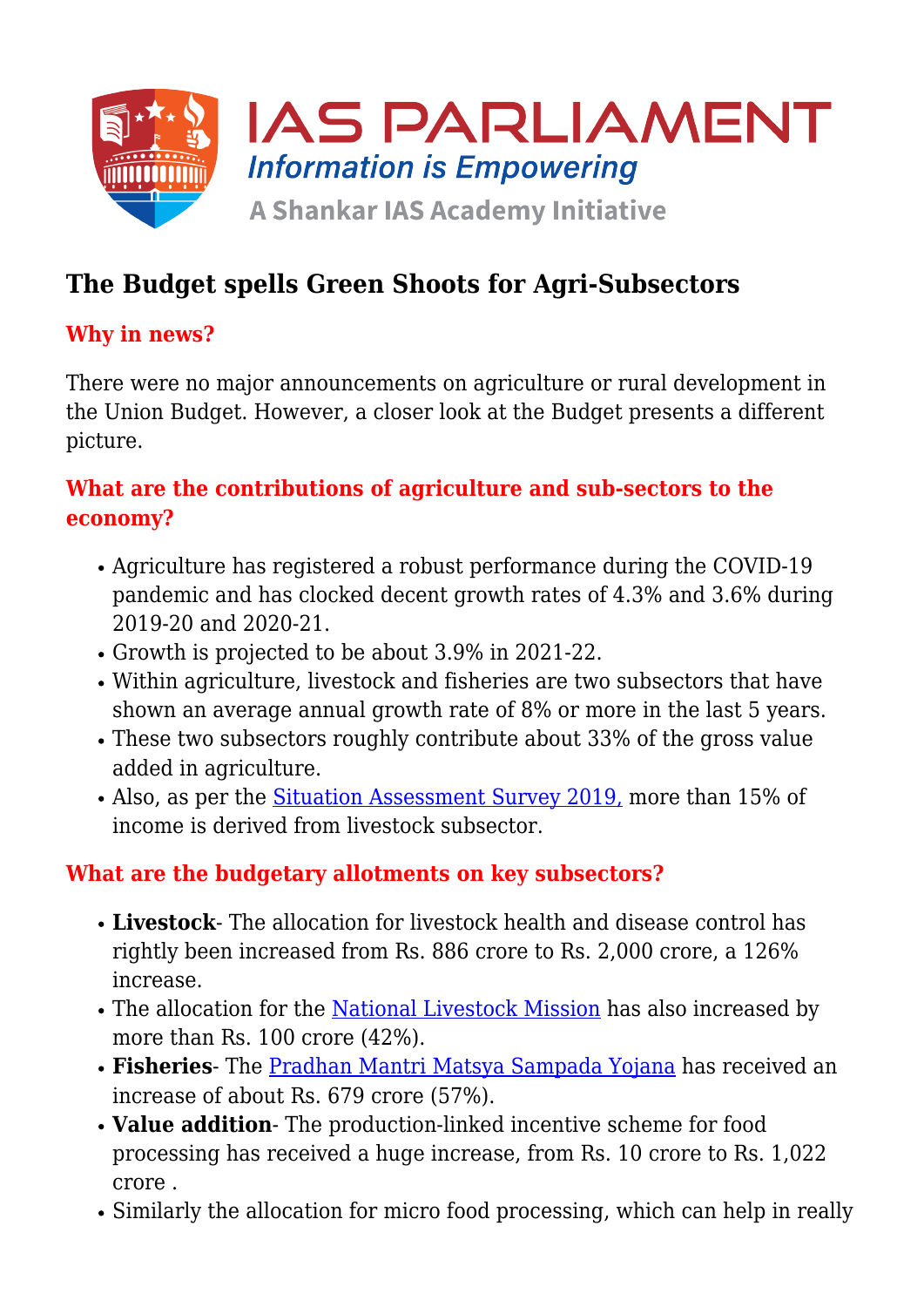# The Budget spells Green Shoots for Agri-Subsectors

## Why in news?

There were no major announcements on agriculture or rural development in the Union Budget. However, a closer look at the Budget presents a different picture.

## What are the contributions of agriculture and sub-sectors to the economy?

- Agriculture has registered a robust performance during the COVID-19 pandemic and has clocked decent growth rates of 4.3% and 3.6% during 2019-20 and 2020-21.
- Growth is projected to be about 3.9% in 2021-22.
- Within agriculture, livestock and fisheries are two subsectors that have shown an average annual growth rate of 8% or more in the last 5 years.
- These two subsectors roughly contribute about 33% of the gross value added in agriculture.
- Also, as per the Situation Assessment Survey 2019, more than 15% of income is derived from livestock subsector.

## What are the budgetary allotments on key subsectors?

- **Livestock**- The allocation for livestock health and disease control has rightly been increased from Rs. 886 crore to Rs. 2,000 crore, a 126% increase.
- The allocation for the National Livestock Mission has also increased by more than Rs. 100 crore (42%).
- **Fisheries**- The Pradhan Mantri Matsya Sampada Yojana has received an increase of about Rs. 679 crore (57%).
- **Value addition**- The production-linked incentive scheme for food processing has received a huge increase, from Rs. 10 crore to Rs. 1,022 crore .
- Similarly the allocation for micro food processing, which can help in really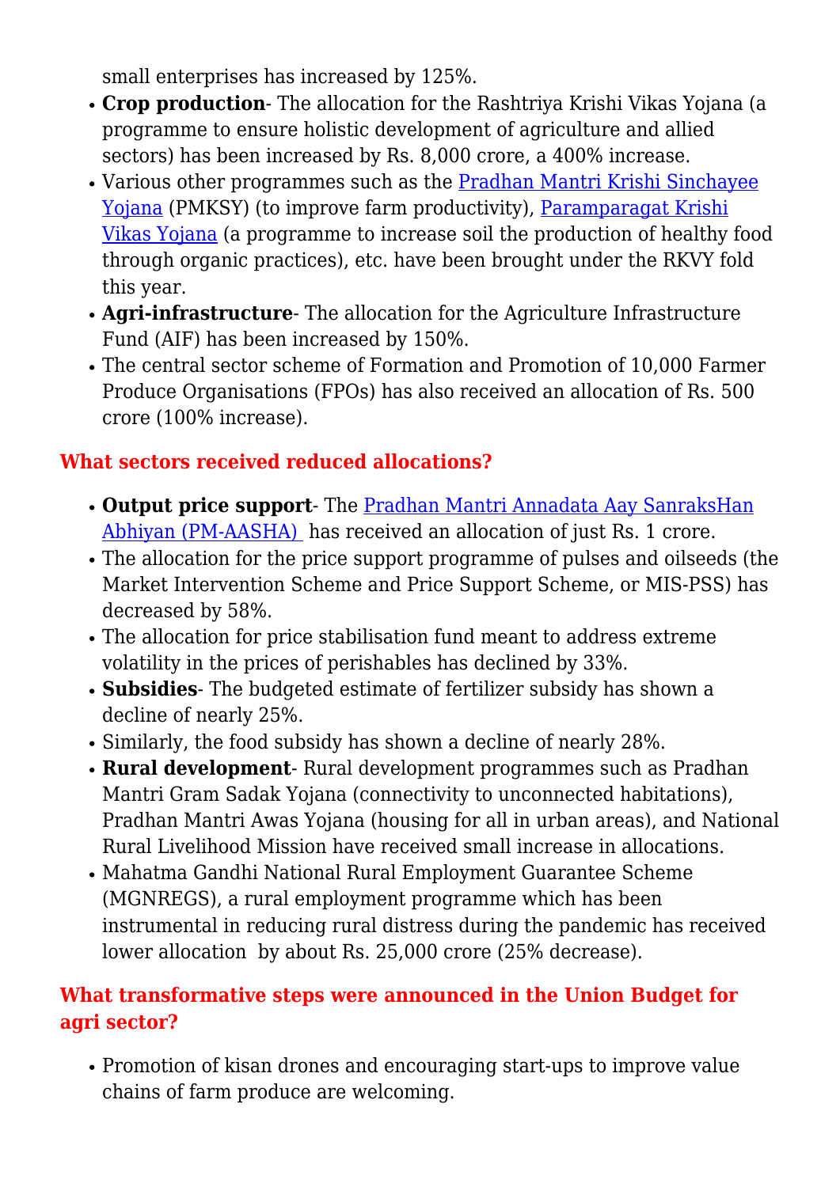small enterprises has increased by 125%.

- **Crop production**- The allocation for the Rashtriya Krishi Vikas Yojana (a programme to ensure holistic development of agriculture and allied sectors) has been increased by Rs. 8,000 crore, a 400% increase.
- Various other programmes such as the Pradhan Mantri Krishi Sinchayee Yojana (PMKSY) (to improve farm productivity), Paramparagat Krishi Vikas Yojana (a programme to increase soil the production of healthy food through organic practices), etc. have been brought under the RKVY fold this year.
- **Agri-infrastructure**- The allocation for the Agriculture Infrastructure Fund (AIF) has been increased by 150%.
- The central sector scheme of Formation and Promotion of 10,000 Farmer Produce Organisations (FPOs) has also received an allocation of Rs. 500 crore (100% increase).

## What sectors received reduced allocations?

- **Output price support**- The Pradhan Mantri Annadata Aay SanraksHan Abhiyan (PM-AASHA) has received an allocation of just Rs. 1 crore.
- The allocation for the price support programme of pulses and oilseeds (the Market Intervention Scheme and Price Support Scheme, or MIS-PSS) has decreased by 58%.
- The allocation for price stabilisation fund meant to address extreme volatility in the prices of perishables has declined by 33%.
- **Subsidies**- The budgeted estimate of fertilizer subsidy has shown a decline of nearly 25%.
- Similarly, the food subsidy has shown a decline of nearly 28%.
- **Rural development**- Rural development programmes such as Pradhan Mantri Gram Sadak Yojana (connectivity to unconnected habitations), Pradhan Mantri Awas Yojana (housing for all in urban areas), and National Rural Livelihood Mission have received small increase in allocations.
- Mahatma Gandhi National Rural Employment Guarantee Scheme (MGNREGS), a rural employment programme which has been instrumental in reducing rural distress during the pandemic has received lower allocation by about Rs. 25,000 crore (25% decrease).

## What transformative steps were announced in the Union Budget for agri sector?

- Promotion of kisan drones and encouraging start-ups to improve value chains of farm produce are welcoming.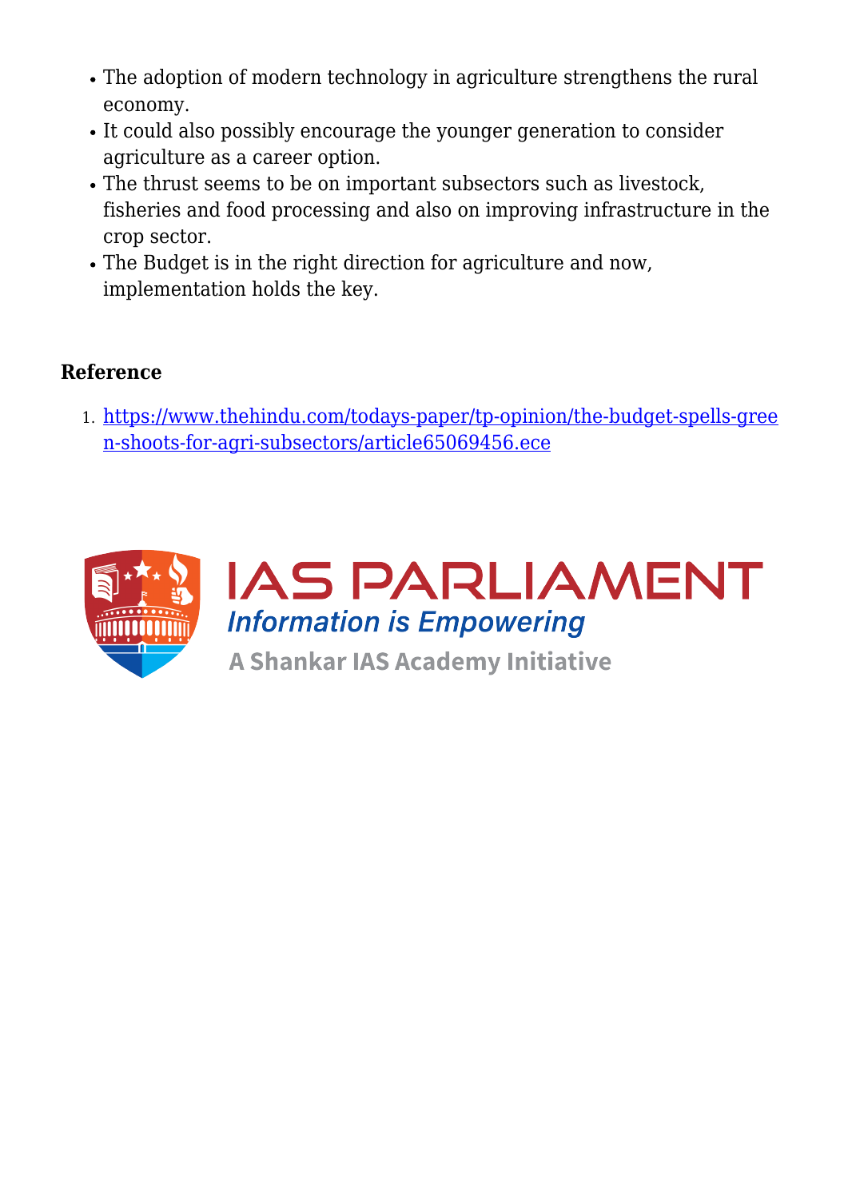- The adoption of modern technology in agriculture strengthens the rural economy.
- It could also possibly encourage the younger generation to consider agriculture as a career option.
- The thrust seems to be on important subsectors such as livestock, fisheries and food processing and also on improving infrastructure in the crop sector.
- The Budget is in the right direction for agriculture and now, implementation holds the key.

**Reference**

1. https://www.thehindu.com/todays-paper/tp-opinion/the-budget-spells-green-shoots-for-agri-subsectors/article65069456.ece

IAS PARLIAMENT

*Information is Empowering*

A Shankar IAS Academy Initiative